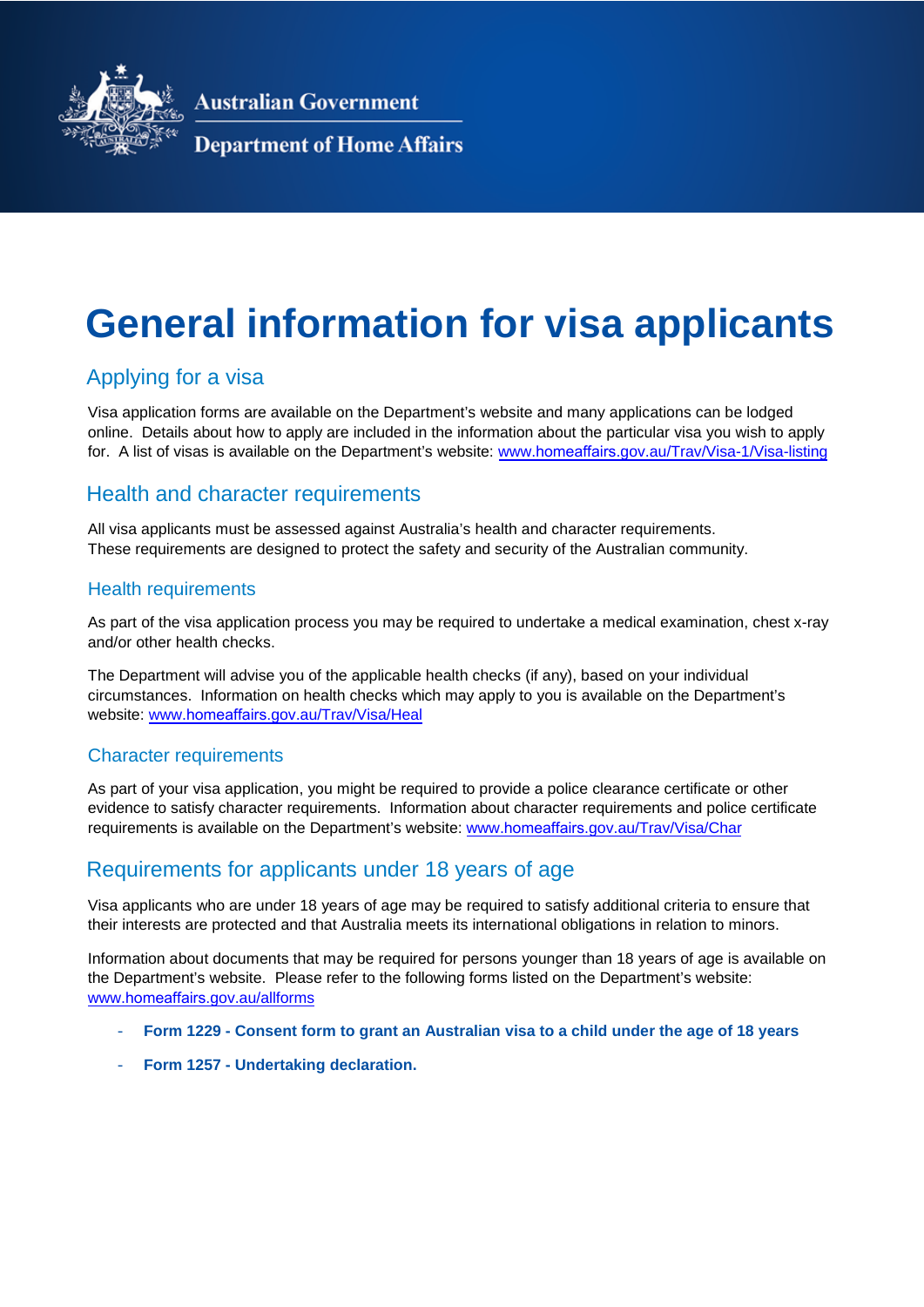Australian Government

Department of Home Affairs

# General information for visa applicants

## Applying for a visa

Visa application forms are available on the Department's website and many applications can be lodged online. Details about how to apply are included in the information about the particular visa you wish to apply for. A list of visas is available on the Department's website: www.homeaffairs.gov.au/Trav/Visa-1/Visa-listing

## Health and character requirements

All visa applicants must be assessed against Australia's health and character requirements. These requirements are designed to protect the safety and security of the Australian community.

### Health requirements

As part of the visa application process you may be required to undertake a medical examination, chest x-ray and/or other health checks.

The Department will advise you of the applicable health checks (if any), based on your individual circumstances. Information on health checks which may apply to you is available on the Department's website: www.homeaffairs.gov.au/Trav/Visa/Heal

### Character requirements

As part of your visa application, you might be required to provide a police clearance certificate or other evidence to satisfy character requirements. Information about character requirements and police certificate requirements is available on the Department's website: www.homeaffairs.gov.au/Trav/Visa/Char

## Requirements for applicants under 18 years of age

Visa applicants who are under 18 years of age may be required to satisfy additional criteria to ensure that their interests are protected and that Australia meets its international obligations in relation to minors.

Information about documents that may be required for persons younger than 18 years of age is available on the Department's website. Please refer to the following forms listed on the Department's website: www.homeaffairs.gov.au/allforms

- **Form 1229 - Consent form to grant an Australian visa to a child under the age of 18 years**
- **Form 1257 - Undertaking declaration.**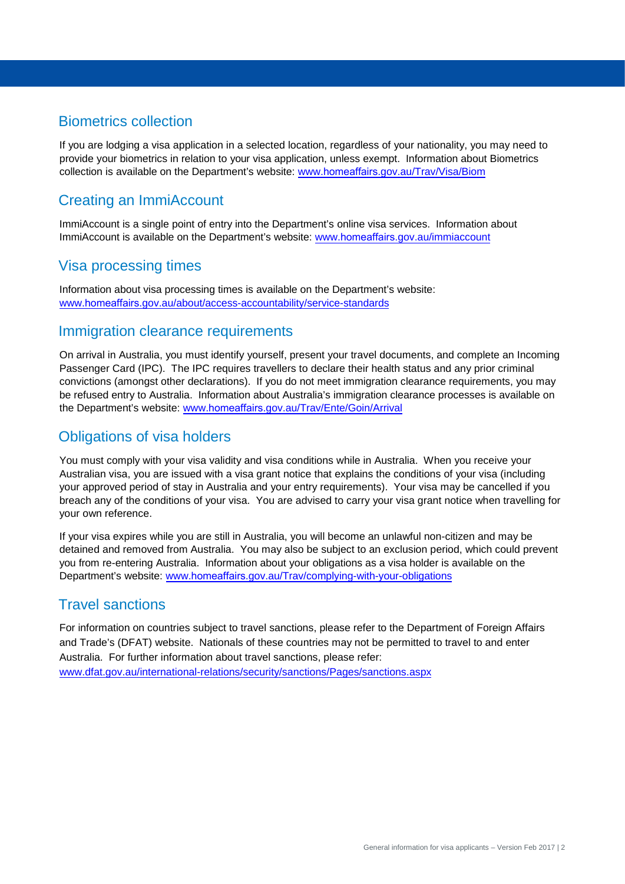## Biometrics collection

If you are lodging a visa application in a selected location, regardless of your nationality, you may need to provide your biometrics in relation to your visa application, unless exempt. Information about Biometrics collection is available on the Department's website: [www.homeaffairs.gov.au/Trav/Visa/Biom](www.homeaffairs.gov.au/Trav/Visa/Biom)

## Creating an ImmiAccount

ImmiAccount is a single point of entry into the Department's online visa services. Information about ImmiAccount is available on the Department's website: [www.homeaffairs.gov.au/immiaccount](www.homeaffairs.gov.au/immiaccount)

## Visa processing times

Information about visa processing times is available on the Department's website: [www.homeaffairs.gov.au/about/access-accountability/service-standards](www.homeaffairs.gov.au/about/access-accountability/service-standards)

## Immigration clearance requirements

On arrival in Australia, you must identify yourself, present your travel documents, and complete an Incoming Passenger Card (IPC). The IPC requires travellers to declare their health status and any prior criminal convictions (amongst other declarations). If you do not meet immigration clearance requirements, you may be refused entry to Australia. Information about Australia's immigration clearance processes is available on the Department's website: [www.homeaffairs.gov.au/Trav/Ente/Goin/Arrival](www.homeaffairs.gov.au/Trav/Ente/Goin/Arrival)

## Obligations of visa holders

You must comply with your visa validity and visa conditions while in Australia. When you receive your Australian visa, you are issued with a visa grant notice that explains the conditions of your visa (including your approved period of stay in Australia and your entry requirements). Your visa may be cancelled if you breach any of the conditions of your visa. You are advised to carry your visa grant notice when travelling for your own reference.

If your visa expires while you are still in Australia, you will become an unlawful non-citizen and may be detained and removed from Australia. You may also be subject to an exclusion period, which could prevent you from re-entering Australia. Information about your obligations as a visa holder is available on the Department's website: [www.homeaffairs.gov.au/Trav/complying-with-your-obligations](www.homeaffairs.gov.au/Trav/complying-with-your-obligations)

## Travel sanctions

For information on countries subject to travel sanctions, please refer to the Department of Foreign Affairs and Trade's (DFAT) website. Nationals of these countries may not be permitted to travel to and enter Australia. For further information about travel sanctions, please refer: [www.dfat.gov.au/international-relations/security/sanctions/Pages/sanctions.aspx](www.dfat.gov.au/international-relations/security/sanctions/Pages/sanctions.aspx)